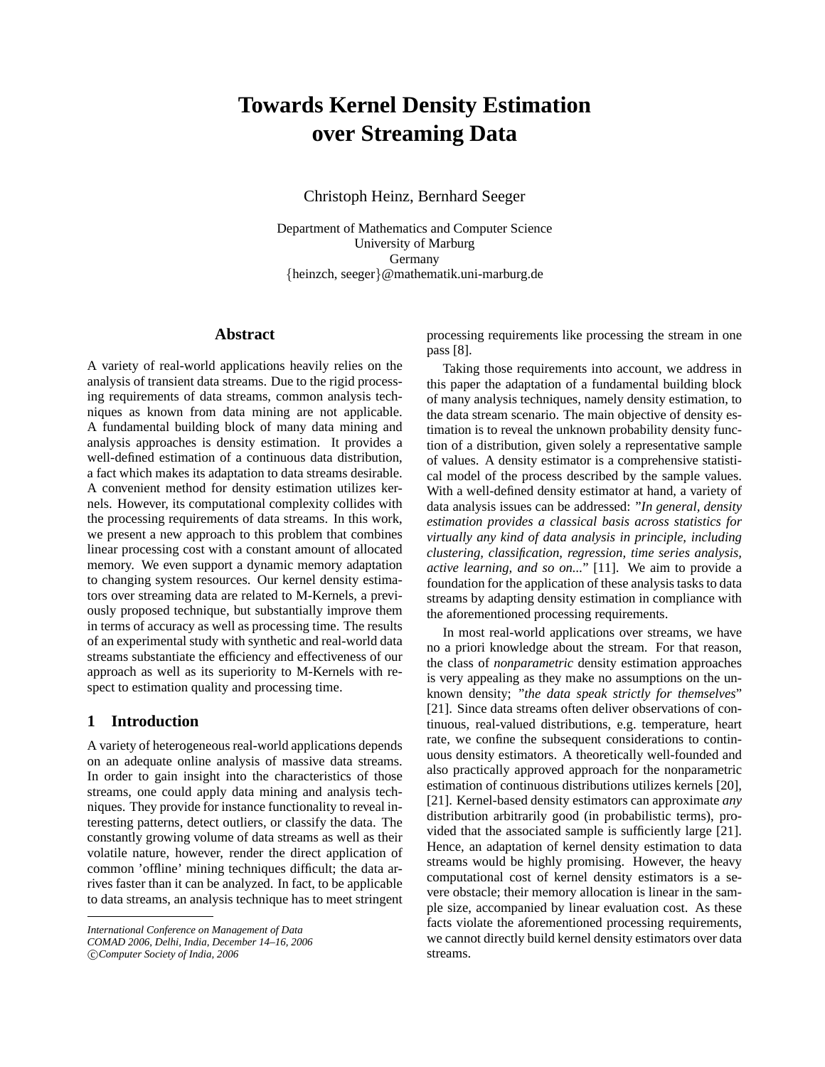# Towards Kernel Density Estimation over Streaming Data

Christoph Heinz, Bernhard Seeger

Department of Mathematics and Computer Science
University of Marburg
Germany
{heinzch, seeger}@mathematik.uni-marburg.de

## Abstract

A variety of real-world applications heavily relies on the analysis of transient data streams. Due to the rigid processing requirements of data streams, common analysis techniques as known from data mining are not applicable. A fundamental building block of many data mining and analysis approaches is density estimation. It provides a well-defined estimation of a continuous data distribution, a fact which makes its adaptation to data streams desirable. A convenient method for density estimation utilizes kernels. However, its computational complexity collides with the processing requirements of data streams. In this work, we present a new approach to this problem that combines linear processing cost with a constant amount of allocated memory. We even support a dynamic memory adaptation to changing system resources. Our kernel density estimators over streaming data are related to M-Kernels, a previously proposed technique, but substantially improve them in terms of accuracy as well as processing time. The results of an experimental study with synthetic and real-world data streams substantiate the efficiency and effectiveness of our approach as well as its superiority to M-Kernels with respect to estimation quality and processing time.

## 1 Introduction

A variety of heterogeneous real-world applications depends on an adequate online analysis of massive data streams. In order to gain insight into the characteristics of those streams, one could apply data mining and analysis techniques. They provide for instance functionality to reveal interesting patterns, detect outliers, or classify the data. The constantly growing volume of data streams as well as their volatile nature, however, render the direct application of common 'offline' mining techniques difficult; the data arrives faster than it can be analyzed. In fact, to be applicable to data streams, an analysis technique has to meet stringent processing requirements like processing the stream in one pass [8].

Taking those requirements into account, we address in this paper the adaptation of a fundamental building block of many analysis techniques, namely density estimation, to the data stream scenario. The main objective of density estimation is to reveal the unknown probability density function of a distribution, given solely a representative sample of values. A density estimator is a comprehensive statistical model of the process described by the sample values. With a well-defined density estimator at hand, a variety of data analysis issues can be addressed: "*In general, density estimation provides a classical basis across statistics for virtually any kind of data analysis in principle, including clustering, classification, regression, time series analysis, active learning, and so on...*" [11]. We aim to provide a foundation for the application of these analysis tasks to data streams by adapting density estimation in compliance with the aforementioned processing requirements.

In most real-world applications over streams, we have no a priori knowledge about the stream. For that reason, the class of *nonparametric* density estimation approaches is very appealing as they make no assumptions on the unknown density; "*the data speak strictly for themselves*" [21]. Since data streams often deliver observations of continuous, real-valued distributions, e.g. temperature, heart rate, we confine the subsequent considerations to continuous density estimators. A theoretically well-founded and also practically approved approach for the nonparametric estimation of continuous distributions utilizes kernels [20], [21]. Kernel-based density estimators can approximate *any* distribution arbitrarily good (in probabilistic terms), provided that the associated sample is sufficiently large [21]. Hence, an adaptation of kernel density estimation to data streams would be highly promising. However, the heavy computational cost of kernel density estimators is a severe obstacle; their memory allocation is linear in the sample size, accompanied by linear evaluation cost. As these facts violate the aforementioned processing requirements, we cannot directly build kernel density estimators over data streams.

---

*International Conference on Management of Data*
*COMAD 2006, Delhi, India, December 14–16, 2006*
*©Computer Society of India, 2006*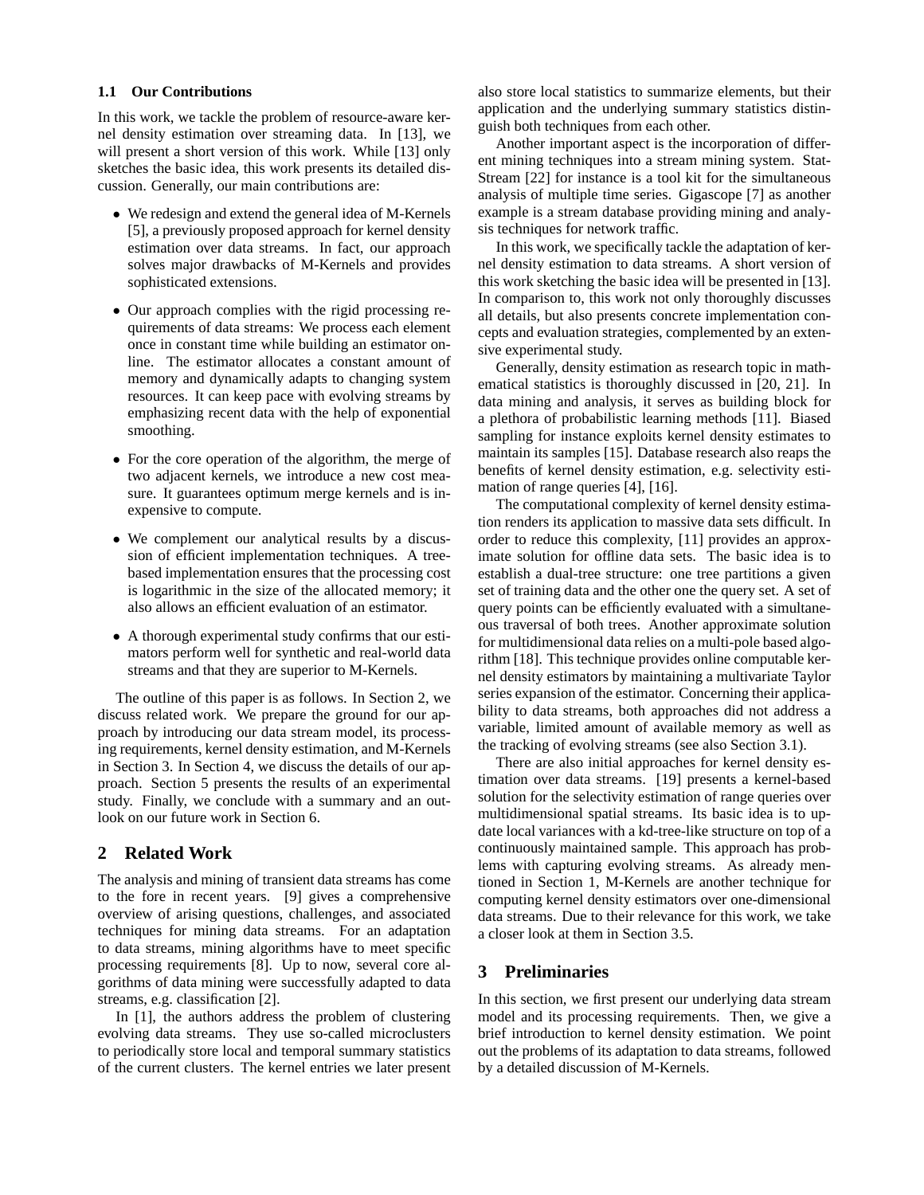### 1.1 Our Contributions

In this work, we tackle the problem of resource-aware kernel density estimation over streaming data. In [13], we will present a short version of this work. While [13] only sketches the basic idea, this work presents its detailed discussion. Generally, our main contributions are:

- We redesign and extend the general idea of M-Kernels [5], a previously proposed approach for kernel density estimation over data streams. In fact, our approach solves major drawbacks of M-Kernels and provides sophisticated extensions.
- Our approach complies with the rigid processing requirements of data streams: We process each element once in constant time while building an estimator online. The estimator allocates a constant amount of memory and dynamically adapts to changing system resources. It can keep pace with evolving streams by emphasizing recent data with the help of exponential smoothing.
- For the core operation of the algorithm, the merge of two adjacent kernels, we introduce a new cost measure. It guarantees optimum merge kernels and is inexpensive to compute.
- We complement our analytical results by a discussion of efficient implementation techniques. A tree-based implementation ensures that the processing cost is logarithmic in the size of the allocated memory; it also allows an efficient evaluation of an estimator.
- A thorough experimental study confirms that our estimators perform well for synthetic and real-world data streams and that they are superior to M-Kernels.

The outline of this paper is as follows. In Section 2, we discuss related work. We prepare the ground for our approach by introducing our data stream model, its processing requirements, kernel density estimation, and M-Kernels in Section 3. In Section 4, we discuss the details of our approach. Section 5 presents the results of an experimental study. Finally, we conclude with a summary and an outlook on our future work in Section 6.

## 2 Related Work

The analysis and mining of transient data streams has come to the fore in recent years. [9] gives a comprehensive overview of arising questions, challenges, and associated techniques for mining data streams. For an adaptation to data streams, mining algorithms have to meet specific processing requirements [8]. Up to now, several core algorithms of data mining were successfully adapted to data streams, e.g. classification [2].

In [1], the authors address the problem of clustering evolving data streams. They use so-called microclusters to periodically store local and temporal summary statistics of the current clusters. The kernel entries we later present also store local statistics to summarize elements, but their application and the underlying summary statistics distinguish both techniques from each other.

Another important aspect is the incorporation of different mining techniques into a stream mining system. StatStream [22] for instance is a tool kit for the simultaneous analysis of multiple time series. Gigascope [7] as another example is a stream database providing mining and analysis techniques for network traffic.

In this work, we specifically tackle the adaptation of kernel density estimation to data streams. A short version of this work sketching the basic idea will be presented in [13]. In comparison to, this work not only thoroughly discusses all details, but also presents concrete implementation concepts and evaluation strategies, complemented by an extensive experimental study.

Generally, density estimation as research topic in mathematical statistics is thoroughly discussed in [20, 21]. In data mining and analysis, it serves as building block for a plethora of probabilistic learning methods [11]. Biased sampling for instance exploits kernel density estimates to maintain its samples [15]. Database research also reaps the benefits of kernel density estimation, e.g. selectivity estimation of range queries [4], [16].

The computational complexity of kernel density estimation renders its application to massive data sets difficult. In order to reduce this complexity, [11] provides an approximate solution for offline data sets. The basic idea is to establish a dual-tree structure: one tree partitions a given set of training data and the other one the query set. A set of query points can be efficiently evaluated with a simultaneous traversal of both trees. Another approximate solution for multidimensional data relies on a multi-pole based algorithm [18]. This technique provides online computable kernel density estimators by maintaining a multivariate Taylor series expansion of the estimator. Concerning their applicability to data streams, both approaches did not address a variable, limited amount of available memory as well as the tracking of evolving streams (see also Section 3.1).

There are also initial approaches for kernel density estimation over data streams. [19] presents a kernel-based solution for the selectivity estimation of range queries over multidimensional spatial streams. Its basic idea is to update local variances with a kd-tree-like structure on top of a continuously maintained sample. This approach has problems with capturing evolving streams. As already mentioned in Section 1, M-Kernels are another technique for computing kernel density estimators over one-dimensional data streams. Due to their relevance for this work, we take a closer look at them in Section 3.5.

## 3 Preliminaries

In this section, we first present our underlying data stream model and its processing requirements. Then, we give a brief introduction to kernel density estimation. We point out the problems of its adaptation to data streams, followed by a detailed discussion of M-Kernels.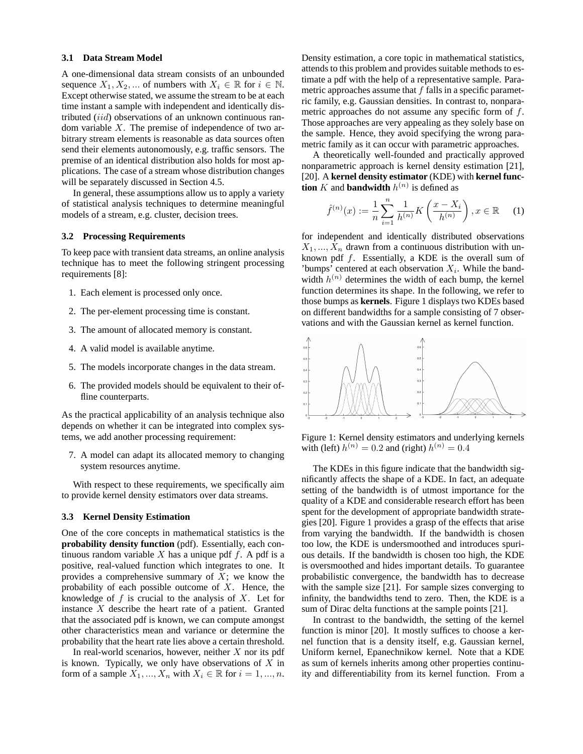### 3.1 Data Stream Model

A one-dimensional data stream consists of an unbounded sequence $X_1, X_2, ...$ of numbers with $X_i \in \mathbb{R}$ for $i \in \mathbb{N}$. Except otherwise stated, we assume the stream to be at each time instant a sample with independent and identically distributed ($iid$) observations of an unknown continuous random variable $X$. The premise of independence of two arbitrary stream elements is reasonable as data sources often send their elements autonomously, e.g. traffic sensors. The premise of an identical distribution also holds for most applications. The case of a stream whose distribution changes will be separately discussed in Section 4.5.

In general, these assumptions allow us to apply a variety of statistical analysis techniques to determine meaningful models of a stream, e.g. cluster, decision trees.

### 3.2 Processing Requirements

To keep pace with transient data streams, an online analysis technique has to meet the following stringent processing requirements [8]:

1. Each element is processed only once.
2. The per-element processing time is constant.
3. The amount of allocated memory is constant.
4. A valid model is available anytime.
5. The models incorporate changes in the data stream.
6. The provided models should be equivalent to their offline counterparts.

As the practical applicability of an analysis technique also depends on whether it can be integrated into complex systems, we add another processing requirement:

7. A model can adapt its allocated memory to changing system resources anytime.

With respect to these requirements, we specifically aim to provide kernel density estimators over data streams.

### 3.3 Kernel Density Estimation

One of the core concepts in mathematical statistics is the **probability density function** (pdf). Essentially, each continuous random variable $X$ has a unique pdf $f$. A pdf is a positive, real-valued function which integrates to one. It provides a comprehensive summary of $X$; we know the probability of each possible outcome of $X$. Hence, the knowledge of $f$ is crucial to the analysis of $X$. Let for instance $X$ describe the heart rate of a patient. Granted that the associated pdf is known, we can compute amongst other characteristics mean and variance or determine the probability that the heart rate lies above a certain threshold.

In real-world scenarios, however, neither $X$ nor its pdf is known. Typically, we only have observations of $X$ in form of a sample $X_1, ..., X_n$ with $X_i \in \mathbb{R}$ for $i = 1, ..., n$. Density estimation, a core topic in mathematical statistics, attends to this problem and provides suitable methods to estimate a pdf with the help of a representative sample. Parametric approaches assume that $f$ falls in a specific parametric family, e.g. Gaussian densities. In contrast to, nonparametric approaches do not assume any specific form of $f$. Those approaches are very appealing as they solely base on the sample. Hence, they avoid specifying the wrong parametric family as it can occur with parametric approaches.

A theoretically well-founded and practically approved nonparametric approach is kernel density estimation [21], [20]. A **kernel density estimator** (KDE) with **kernel function** $K$ and **bandwidth** $h^{(n)}$ is defined as

$$\hat{f}^{(n)}(x) := \frac{1}{n} \sum_{i=1}^{n} \frac{1}{h^{(n)}} K\left(\frac{x - X_i}{h^{(n)}}\right), x \in \mathbb{R} \quad (1)$$

for independent and identically distributed observations $X_1, ..., X_n$ drawn from a continuous distribution with unknown pdf $f$. Essentially, a KDE is the overall sum of 'bumps' centered at each observation $X_i$. While the bandwidth $h^{(n)}$ determines the width of each bump, the kernel function determines its shape. In the following, we refer to those bumps as **kernels**. Figure 1 displays two KDEs based on different bandwidths for a sample consisting of 7 observations and with the Gaussian kernel as kernel function.

Figure 1: Kernel density estimators and underlying kernels with (left) $h^{(n)} = 0.2$ and (right) $h^{(n)} = 0.4$

The KDEs in this figure indicate that the bandwidth significantly affects the shape of a KDE. In fact, an adequate setting of the bandwidth is of utmost importance for the quality of a KDE and considerable research effort has been spent for the development of appropriate bandwidth strategies [20]. Figure 1 provides a grasp of the effects that arise from varying the bandwidth. If the bandwidth is chosen too low, the KDE is undersmoothed and introduces spurious details. If the bandwidth is chosen too high, the KDE is oversmoothed and hides important details. To guarantee probabilistic convergence, the bandwidth has to decrease with the sample size [21]. For sample sizes converging to infinity, the bandwidths tend to zero. Then, the KDE is a sum of Dirac delta functions at the sample points [21].

In contrast to the bandwidth, the setting of the kernel function is minor [20]. It mostly suffices to choose a kernel function that is a density itself, e.g. Gaussian kernel, Uniform kernel, Epanechnikov kernel. Note that a KDE as sum of kernels inherits among other properties continuity and differentiability from its kernel function. From a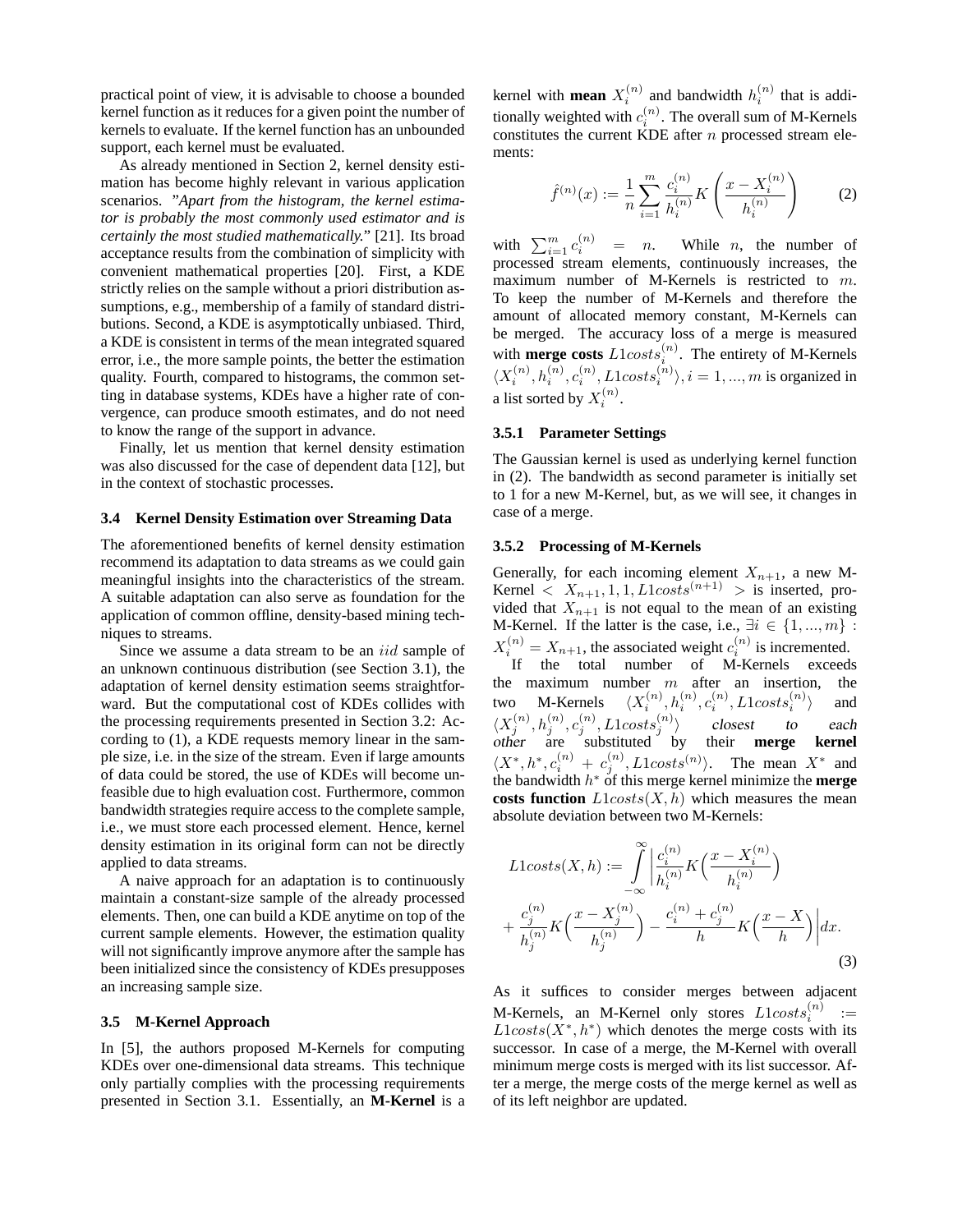practical point of view, it is advisable to choose a bounded kernel function as it reduces for a given point the number of kernels to evaluate. If the kernel function has an unbounded support, each kernel must be evaluated.

As already mentioned in Section 2, kernel density estimation has become highly relevant in various application scenarios. *"Apart from the histogram, the kernel estimator is probably the most commonly used estimator and is certainly the most studied mathematically."* [21]. Its broad acceptance results from the combination of simplicity with convenient mathematical properties [20]. First, a KDE strictly relies on the sample without a priori distribution assumptions, e.g., membership of a family of standard distributions. Second, a KDE is asymptotically unbiased. Third, a KDE is consistent in terms of the mean integrated squared error, i.e., the more sample points, the better the estimation quality. Fourth, compared to histograms, the common setting in database systems, KDEs have a higher rate of convergence, can produce smooth estimates, and do not need to know the range of the support in advance.

Finally, let us mention that kernel density estimation was also discussed for the case of dependent data [12], but in the context of stochastic processes.

### 3.4 Kernel Density Estimation over Streaming Data

The aforementioned benefits of kernel density estimation recommend its adaptation to data streams as we could gain meaningful insights into the characteristics of the stream. A suitable adaptation can also serve as foundation for the application of common offline, density-based mining techniques to streams.

Since we assume a data stream to be an $iid$ sample of an unknown continuous distribution (see Section 3.1), the adaptation of kernel density estimation seems straightforward. But the computational cost of KDEs collides with the processing requirements presented in Section 3.2: According to (1), a KDE requests memory linear in the sample size, i.e. in the size of the stream. Even if large amounts of data could be stored, the use of KDEs will become unfeasible due to high evaluation cost. Furthermore, common bandwidth strategies require access to the complete sample, i.e., we must store each processed element. Hence, kernel density estimation in its original form can not be directly applied to data streams.

A naive approach for an adaptation is to continuously maintain a constant-size sample of the already processed elements. Then, one can build a KDE anytime on top of the current sample elements. However, the estimation quality will not significantly improve anymore after the sample has been initialized since the consistency of KDEs presupposes an increasing sample size.

### 3.5 M-Kernel Approach

In [5], the authors proposed M-Kernels for computing KDEs over one-dimensional data streams. This technique only partially complies with the processing requirements presented in Section 3.1. Essentially, an **M-Kernel** is a kernel with **mean** $X_i^{(n)}$ and bandwidth $h_i^{(n)}$ that is additionally weighted with $c_i^{(n)}$. The overall sum of M-Kernels constitutes the current KDE after $n$ processed stream elements:

$$\hat{f}^{(n)}(x) := \frac{1}{n}\sum_{i=1}^{m}\frac{c_i^{(n)}}{h_i^{(n)}}K\left(\frac{x - X_i^{(n)}}{h_i^{(n)}}\right) \qquad (2)$$

with $\sum_{i=1}^{m} c_i^{(n)} = n$. While $n$, the number of processed stream elements, continuously increases, the maximum number of M-Kernels is restricted to $m$. To keep the number of M-Kernels and therefore the amount of allocated memory constant, M-Kernels can be merged. The accuracy loss of a merge is measured with **merge costs** $L1costs_i^{(n)}$. The entirety of M-Kernels $\langle X_i^{(n)}, h_i^{(n)}, c_i^{(n)}, L1costs_i^{(n)}\rangle, i = 1, ..., m$ is organized in a list sorted by $X_i^{(n)}$.

#### 3.5.1 Parameter Settings

The Gaussian kernel is used as underlying kernel function in (2). The bandwidth as second parameter is initially set to 1 for a new M-Kernel, but, as we will see, it changes in case of a merge.

#### 3.5.2 Processing of M-Kernels

Generally, for each incoming element $X_{n+1}$, a new M-Kernel $< X_{n+1}, 1, 1, L1costs^{(n+1)} >$ is inserted, provided that $X_{n+1}$ is not equal to the mean of an existing M-Kernel. If the latter is the case, i.e., $\exists i \in \{1, ..., m\} : X_i^{(n)} = X_{n+1}$, the associated weight $c_i^{(n)}$ is incremented.

If the total number of M-Kernels exceeds the maximum number $m$ after an insertion, the two M-Kernels $\langle X_i^{(n)}, h_i^{(n)}, c_i^{(n)}, L1costs_i^{(n)}\rangle$ and $\langle X_j^{(n)}, h_j^{(n)}, c_j^{(n)}, L1costs_j^{(n)}\rangle$ *closest to each other* are substituted by their **merge kernel** $\langle X^*, h^*, c_i^{(n)} + c_j^{(n)}, L1costs^{(n)}\rangle$. The mean $X^*$ and the bandwidth $h^*$ of this merge kernel minimize the **merge costs function** $L1costs(X, h)$ which measures the mean absolute deviation between two M-Kernels:

$$L1costs(X,h) := \int_{-\infty}^{\infty}\left|\frac{c_i^{(n)}}{h_i^{(n)}}K\Big(\frac{x - X_i^{(n)}}{h_i^{(n)}}\Big) + \frac{c_j^{(n)}}{h_j^{(n)}}K\Big(\frac{x - X_j^{(n)}}{h_j^{(n)}}\Big) - \frac{c_i^{(n)} + c_j^{(n)}}{h}K\Big(\frac{x - X}{h}\Big)\right|dx. \qquad (3)$$

As it suffices to consider merges between adjacent M-Kernels, an M-Kernel only stores $L1costs_i^{(n)} := L1costs(X^*, h^*)$ which denotes the merge costs with its successor. In case of a merge, the M-Kernel with overall minimum merge costs is merged with its list successor. After a merge, the merge costs of the merge kernel as well as of its left neighbor are updated.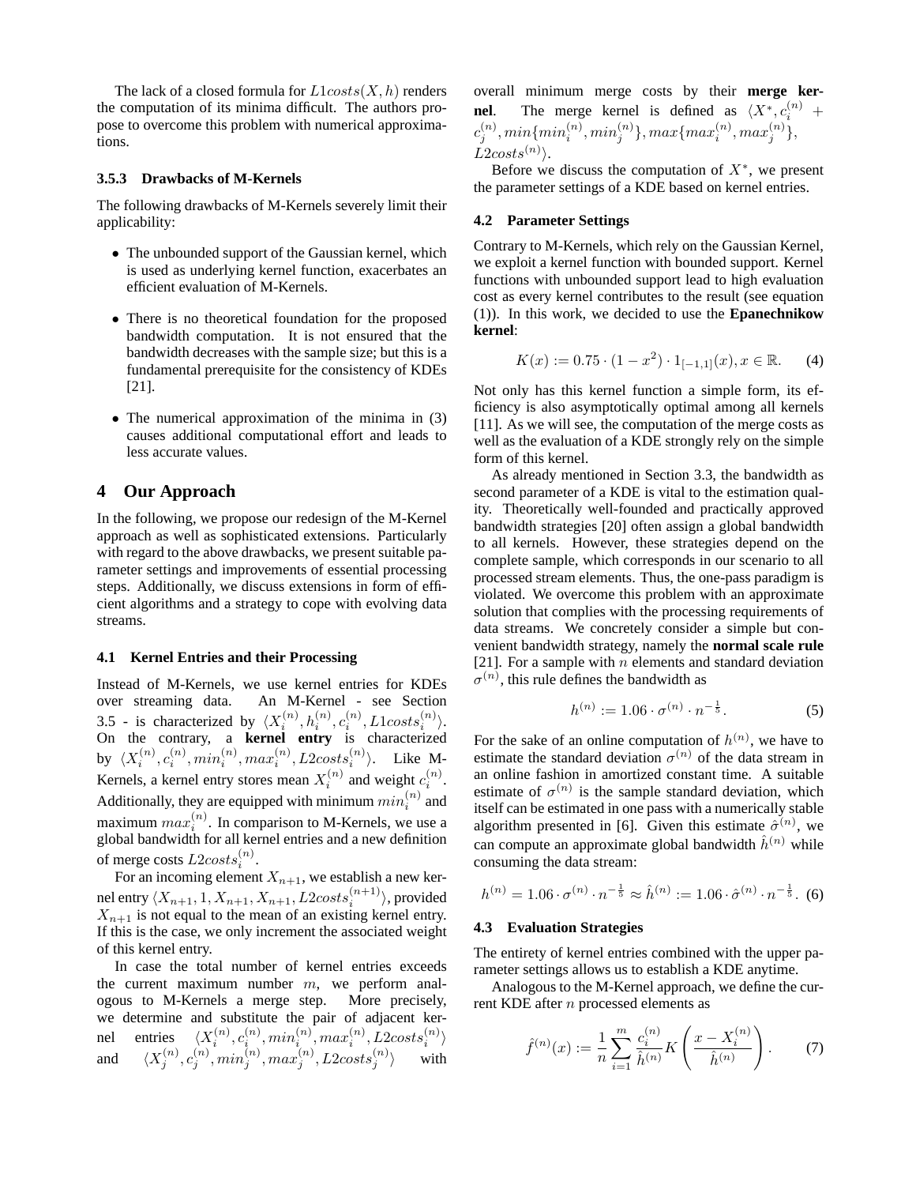The lack of a closed formula for $L1costs(X, h)$ renders the computation of its minima difficult. The authors propose to overcome this problem with numerical approximations.

#### 3.5.3 Drawbacks of M-Kernels

The following drawbacks of M-Kernels severely limit their applicability:

- The unbounded support of the Gaussian kernel, which is used as underlying kernel function, exacerbates an efficient evaluation of M-Kernels.
- There is no theoretical foundation for the proposed bandwidth computation. It is not ensured that the bandwidth decreases with the sample size; but this is a fundamental prerequisite for the consistency of KDEs [21].
- The numerical approximation of the minima in (3) causes additional computational effort and leads to less accurate values.

## 4 Our Approach

In the following, we propose our redesign of the M-Kernel approach as well as sophisticated extensions. Particularly with regard to the above drawbacks, we present suitable parameter settings and improvements of essential processing steps. Additionally, we discuss extensions in form of efficient algorithms and a strategy to cope with evolving data streams.

### 4.1 Kernel Entries and their Processing

Instead of M-Kernels, we use kernel entries for KDEs over streaming data. An M-Kernel - see Section 3.5 - is characterized by $\langle X_i^{(n)}, h_i^{(n)}, c_i^{(n)}, L1costs_i^{(n)} \rangle$. On the contrary, a **kernel entry** is characterized by $\langle X_i^{(n)}, c_i^{(n)}, min_i^{(n)}, max_i^{(n)}, L2costs_i^{(n)} \rangle$. Like M-Kernels, a kernel entry stores mean $X_i^{(n)}$ and weight $c_i^{(n)}$. Additionally, they are equipped with minimum $min_i^{(n)}$ and maximum $max_i^{(n)}$. In comparison to M-Kernels, we use a global bandwidth for all kernel entries and a new definition of merge costs $L2costs_i^{(n)}$.

For an incoming element $X_{n+1}$, we establish a new kernel entry $\langle X_{n+1}, 1, X_{n+1}, X_{n+1}, L2costs_i^{(n+1)} \rangle$, provided $X_{n+1}$ is not equal to the mean of an existing kernel entry. If this is the case, we only increment the associated weight of this kernel entry.

In case the total number of kernel entries exceeds the current maximum number $m$, we perform analogous to M-Kernels a merge step. More precisely, we determine and substitute the pair of adjacent kernel entries $\langle X_i^{(n)}, c_i^{(n)}, min_i^{(n)}, max_i^{(n)}, L2costs_i^{(n)} \rangle$ and $\langle X_j^{(n)}, c_j^{(n)}, min_j^{(n)}, max_j^{(n)}, L2costs_j^{(n)} \rangle$ with overall minimum merge costs by their **merge kernel**. The merge kernel is defined as $\langle X^*, c_i^{(n)} + c_j^{(n)}, min\{min_i^{(n)}, min_j^{(n)}\}, max\{max_i^{(n)}, max_j^{(n)}\}, L2costs^{(n)} \rangle$.

Before we discuss the computation of $X^*$, we present the parameter settings of a KDE based on kernel entries.

### 4.2 Parameter Settings

Contrary to M-Kernels, which rely on the Gaussian Kernel, we exploit a kernel function with bounded support. Kernel functions with unbounded support lead to high evaluation cost as every kernel contributes to the result (see equation (1)). In this work, we decided to use the **Epanechnikow kernel**:

$$K(x) := 0.75 \cdot (1 - x^2) \cdot 1_{[-1,1]}(x), x \in \mathbb{R}. \tag{4}$$

Not only has this kernel function a simple form, its efficiency is also asymptotically optimal among all kernels [11]. As we will see, the computation of the merge costs as well as the evaluation of a KDE strongly rely on the simple form of this kernel.

As already mentioned in Section 3.3, the bandwidth as second parameter of a KDE is vital to the estimation quality. Theoretically well-founded and practically approved bandwidth strategies [20] often assign a global bandwidth to all kernels. However, these strategies depend on the complete sample, which corresponds in our scenario to all processed stream elements. Thus, the one-pass paradigm is violated. We overcome this problem with an approximate solution that complies with the processing requirements of data streams. We concretely consider a simple but convenient bandwidth strategy, namely the **normal scale rule** [21]. For a sample with $n$ elements and standard deviation $\sigma^{(n)}$, this rule defines the bandwidth as

$$h^{(n)} := 1.06 \cdot \sigma^{(n)} \cdot n^{-\frac{1}{5}}. \tag{5}$$

For the sake of an online computation of $h^{(n)}$, we have to estimate the standard deviation $\sigma^{(n)}$ of the data stream in an online fashion in amortized constant time. A suitable estimate of $\sigma^{(n)}$ is the sample standard deviation, which itself can be estimated in one pass with a numerically stable algorithm presented in [6]. Given this estimate $\hat{\sigma}^{(n)}$, we can compute an approximate global bandwidth $\hat{h}^{(n)}$ while consuming the data stream:

$$h^{(n)} = 1.06 \cdot \sigma^{(n)} \cdot n^{-\frac{1}{5}} \approx \hat{h}^{(n)} := 1.06 \cdot \hat{\sigma}^{(n)} \cdot n^{-\frac{1}{5}}. \tag{6}$$

### 4.3 Evaluation Strategies

The entirety of kernel entries combined with the upper parameter settings allows us to establish a KDE anytime.

Analogous to the M-Kernel approach, we define the current KDE after $n$ processed elements as

$$\hat{f}^{(n)}(x) := \frac{1}{n} \sum_{i=1}^{m} \frac{c_i^{(n)}}{\hat{h}^{(n)}} K\left(\frac{x - X_i^{(n)}}{\hat{h}^{(n)}}\right). \tag{7}$$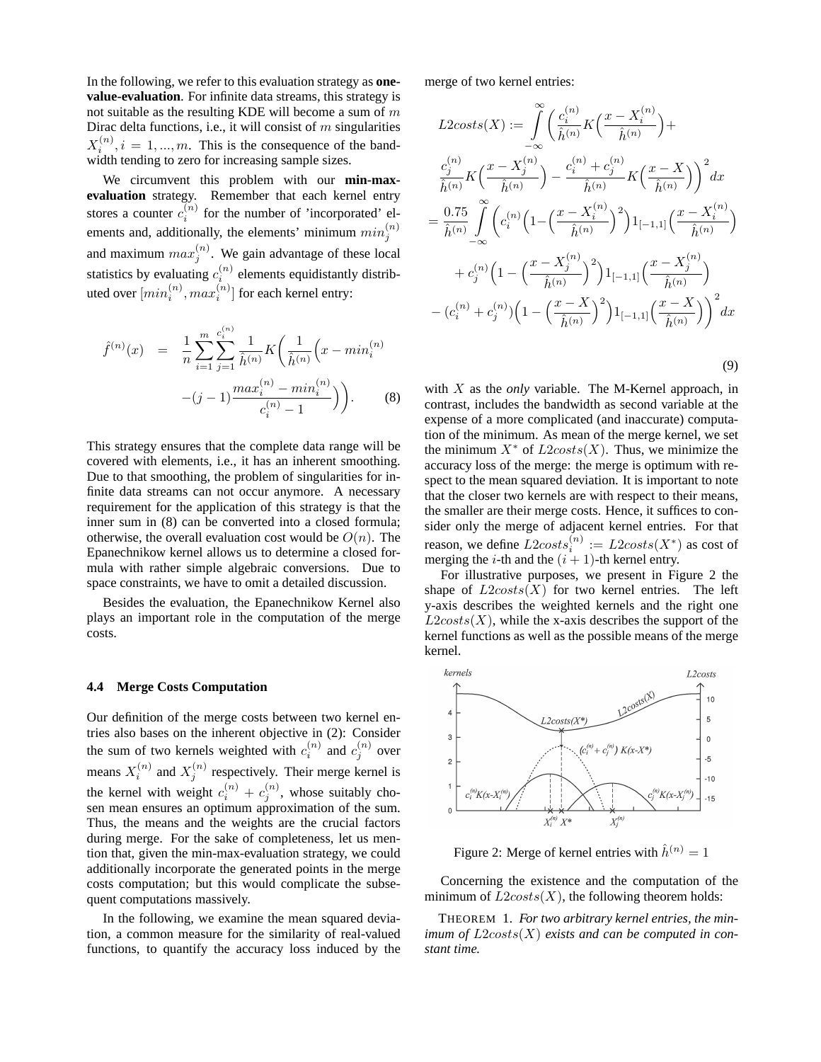In the following, we refer to this evaluation strategy as **one-value-evaluation**. For infinite data streams, this strategy is not suitable as the resulting KDE will become a sum of $m$ Dirac delta functions, i.e., it will consist of $m$ singularities $X_i^{(n)}, i = 1, ..., m$. This is the consequence of the bandwidth tending to zero for increasing sample sizes.

We circumvent this problem with our **min-max-evaluation** strategy. Remember that each kernel entry stores a counter $c_i^{(n)}$ for the number of 'incorporated' elements and, additionally, the elements' minimum $min_j^{(n)}$ and maximum $max_j^{(n)}$. We gain advantage of these local statistics by evaluating $c_i^{(n)}$ elements equidistantly distributed over $[min_i^{(n)}, max_i^{(n)}]$ for each kernel entry:

$$\hat{f}^{(n)}(x) = \frac{1}{n}\sum_{i=1}^{m}\sum_{j=1}^{c_i^{(n)}} \frac{1}{\hat{h}^{(n)}} K\Bigg(\frac{1}{\hat{h}^{(n)}}\Big(x - min_i^{(n)} - (j-1)\frac{max_i^{(n)} - min_i^{(n)}}{c_i^{(n)} - 1}\Big)\Bigg). \quad (8)$$

This strategy ensures that the complete data range will be covered with elements, i.e., it has an inherent smoothing. Due to that smoothing, the problem of singularities for infinite data streams can not occur anymore. A necessary requirement for the application of this strategy is that the inner sum in (8) can be converted into a closed formula; otherwise, the overall evaluation cost would be $O(n)$. The Epanechnikow kernel allows us to determine a closed formula with rather simple algebraic conversions. Due to space constraints, we have to omit a detailed discussion.

Besides the evaluation, the Epanechnikow Kernel also plays an important role in the computation of the merge costs.

### 4.4 Merge Costs Computation

Our definition of the merge costs between two kernel entries also bases on the inherent objective in (2): Consider the sum of two kernels weighted with $c_i^{(n)}$ and $c_j^{(n)}$ over means $X_i^{(n)}$ and $X_j^{(n)}$ respectively. Their merge kernel is the kernel with weight $c_i^{(n)} + c_j^{(n)}$, whose suitably chosen mean ensures an optimum approximation of the sum. Thus, the means and the weights are the crucial factors during merge. For the sake of completeness, let us mention that, given the min-max-evaluation strategy, we could additionally incorporate the generated points in the merge costs computation; but this would complicate the subsequent computations massively.

In the following, we examine the mean squared deviation, a common measure for the similarity of real-valued functions, to quantify the accuracy loss induced by the merge of two kernel entries:

$$\begin{aligned}
L2costs(X) &:= \int_{-\infty}^{\infty} \Bigg( \frac{c_i^{(n)}}{\hat{h}^{(n)}} K\Big(\frac{x - X_i^{(n)}}{\hat{h}^{(n)}}\Big) + \frac{c_j^{(n)}}{\hat{h}^{(n)}} K\Big(\frac{x - X_j^{(n)}}{\hat{h}^{(n)}}\Big) - \frac{c_i^{(n)} + c_j^{(n)}}{\hat{h}^{(n)}} K\Big(\frac{x - X}{\hat{h}^{(n)}}\Big) \Bigg)^2 dx \\
&= \frac{0.75}{\hat{h}^{(n)}} \int_{-\infty}^{\infty} \Bigg( c_i^{(n)}\Big(1 - \Big(\frac{x - X_i^{(n)}}{\hat{h}^{(n)}}\Big)^2\Big) 1_{[-1,1]}\Big(\frac{x - X_i^{(n)}}{\hat{h}^{(n)}}\Big) \\
&\quad + c_j^{(n)}\Big(1 - \Big(\frac{x - X_j^{(n)}}{\hat{h}^{(n)}}\Big)^2\Big) 1_{[-1,1]}\Big(\frac{x - X_j^{(n)}}{\hat{h}^{(n)}}\Big) \\
&\quad - (c_i^{(n)} + c_j^{(n)})\Big(1 - \Big(\frac{x - X}{\hat{h}^{(n)}}\Big)^2\Big) 1_{[-1,1]}\Big(\frac{x - X}{\hat{h}^{(n)}}\Big) \Bigg)^2 dx
\end{aligned} \quad (9)$$

with $X$ as the *only* variable. The M-Kernel approach, in contrast, includes the bandwidth as second variable at the expense of a more complicated (and inaccurate) computation of the minimum. As mean of the merge kernel, we set the minimum $X^*$ of $L2costs(X)$. Thus, we minimize the accuracy loss of the merge: the merge is optimum with respect to the mean squared deviation. It is important to note that the closer two kernels are with respect to their means, the smaller are their merge costs. Hence, it suffices to consider only the merge of adjacent kernel entries. For that reason, we define $L2costs_i^{(n)} := L2costs(X^*)$ as cost of merging the $i$-th and the $(i+1)$-th kernel entry.

For illustrative purposes, we present in Figure 2 the shape of $L2costs(X)$ for two kernel entries. The left y-axis describes the weighted kernels and the right one $L2costs(X)$, while the x-axis describes the support of the kernel functions as well as the possible means of the merge kernel.

Figure 2: Merge of kernel entries with $\hat{h}^{(n)} = 1$

Concerning the existence and the computation of the minimum of $L2costs(X)$, the following theorem holds:

THEOREM 1. *For two arbitrary kernel entries, the minimum of $L2costs(X)$ exists and can be computed in constant time.*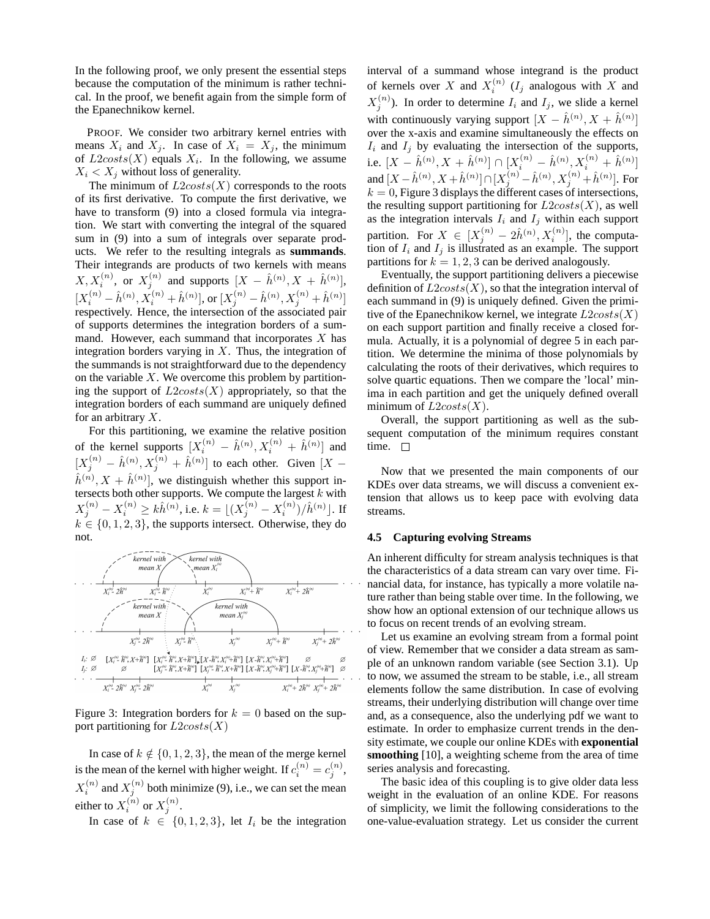In the following proof, we only present the essential steps because the computation of the minimum is rather technical. In the proof, we benefit again from the simple form of the Epanechnikow kernel.

PROOF. We consider two arbitrary kernel entries with means $X_i$ and $X_j$. In case of $X_i = X_j$, the minimum of $L2costs(X)$ equals $X_i$. In the following, we assume $X_i < X_j$ without loss of generality.

The minimum of $L2costs(X)$ corresponds to the roots of its first derivative. To compute the first derivative, we have to transform (9) into a closed formula via integration. We start with converting the integral of the squared sum in (9) into a sum of integrals over separate products. We refer to the resulting integrals as **summands**. Their integrands are products of two kernels with means $X, X_i^{(n)}$, or $X_j^{(n)}$ and supports $[X - \hat{h}^{(n)}, X + \hat{h}^{(n)}]$, $[X_i^{(n)} - \hat{h}^{(n)}, X_i^{(n)} + \hat{h}^{(n)}]$, or $[X_j^{(n)} - \hat{h}^{(n)}, X_j^{(n)} + \hat{h}^{(n)}]$ respectively. Hence, the intersection of the associated pair of supports determines the integration borders of a summand. However, each summand that incorporates $X$ has integration borders varying in $X$. Thus, the integration of the summands is not straightforward due to the dependency on the variable $X$. We overcome this problem by partitioning the support of $L2costs(X)$ appropriately, so that the integration borders of each summand are uniquely defined for an arbitrary $X$.

For this partitioning, we examine the relative position of the kernel supports $[X_i^{(n)} - \hat{h}^{(n)}, X_i^{(n)} + \hat{h}^{(n)}]$ and $[X_j^{(n)} - \hat{h}^{(n)}, X_j^{(n)} + \hat{h}^{(n)}]$ to each other. Given $[X - \hat{h}^{(n)}, X + \hat{h}^{(n)}]$, we distinguish whether this support intersects both other supports. We compute the largest $k$ with $X_j^{(n)} - X_i^{(n)} \geq k\hat{h}^{(n)}$, i.e. $k = \lfloor (X_j^{(n)} - X_i^{(n)})/\hat{h}^{(n)} \rfloor$. If $k \in \{0, 1, 2, 3\}$, the supports intersect. Otherwise, they do not.

Figure 3: Integration borders for $k = 0$ based on the support partitioning for $L2costs(X)$

In case of $k \notin \{0, 1, 2, 3\}$, the mean of the merge kernel is the mean of the kernel with higher weight. If $c_i^{(n)} = c_j^{(n)}$, $X_i^{(n)}$ and $X_j^{(n)}$ both minimize (9), i.e., we can set the mean either to $X_i^{(n)}$ or $X_j^{(n)}$.

In case of $k \in \{0, 1, 2, 3\}$, let $I_i$ be the integration interval of a summand whose integrand is the product of kernels over $X$ and $X_i^{(n)}$ ($I_j$ analogous with $X$ and $X_j^{(n)}$). In order to determine $I_i$ and $I_j$, we slide a kernel with continuously varying support $[X - \hat{h}^{(n)}, X + \hat{h}^{(n)}]$ over the x-axis and examine simultaneously the effects on $I_i$ and $I_j$ by evaluating the intersection of the supports, i.e. $[X - \hat{h}^{(n)}, X + \hat{h}^{(n)}] \cap [X_i^{(n)} - \hat{h}^{(n)}, X_i^{(n)} + \hat{h}^{(n)}]$ and $[X - \hat{h}^{(n)}, X + \hat{h}^{(n)}] \cap [X_j^{(n)} - \hat{h}^{(n)}, X_j^{(n)} + \hat{h}^{(n)}]$. For $k = 0$, Figure 3 displays the different cases of intersections, the resulting support partitioning for $L2costs(X)$, as well as the integration intervals $I_i$ and $I_j$ within each support partition. For $X \in [X_j^{(n)} - 2\hat{h}^{(n)}, X_i^{(n)}]$, the computation of $I_i$ and $I_j$ is illustrated as an example. The support partitions for $k = 1, 2, 3$ can be derived analogously.

Eventually, the support partitioning delivers a piecewise definition of $L2costs(X)$, so that the integration interval of each summand in (9) is uniquely defined. Given the primitive of the Epanechnikow kernel, we integrate $L2costs(X)$ on each support partition and finally receive a closed formula. Actually, it is a polynomial of degree 5 in each partition. We determine the minima of those polynomials by calculating the roots of their derivatives, which requires to solve quartic equations. Then we compare the 'local' minima in each partition and get the uniquely defined overall minimum of $L2costs(X)$.

Overall, the support partitioning as well as the subsequent computation of the minimum requires constant time. □

Now that we presented the main components of our KDEs over data streams, we will discuss a convenient extension that allows us to keep pace with evolving data streams.

### 4.5 Capturing evolving Streams

An inherent difficulty for stream analysis techniques is that the characteristics of a data stream can vary over time. Financial data, for instance, has typically a more volatile nature rather than being stable over time. In the following, we show how an optional extension of our technique allows us to focus on recent trends of an evolving stream.

Let us examine an evolving stream from a formal point of view. Remember that we consider a data stream as sample of an unknown random variable (see Section 3.1). Up to now, we assumed the stream to be stable, i.e., all stream elements follow the same distribution. In case of evolving streams, their underlying distribution will change over time and, as a consequence, also the underlying pdf we want to estimate. In order to emphasize current trends in the density estimate, we couple our online KDEs with **exponential smoothing** [10], a weighting scheme from the area of time series analysis and forecasting.

The basic idea of this coupling is to give older data less weight in the evaluation of an online KDE. For reasons of simplicity, we limit the following considerations to the one-value-evaluation strategy. Let us consider the current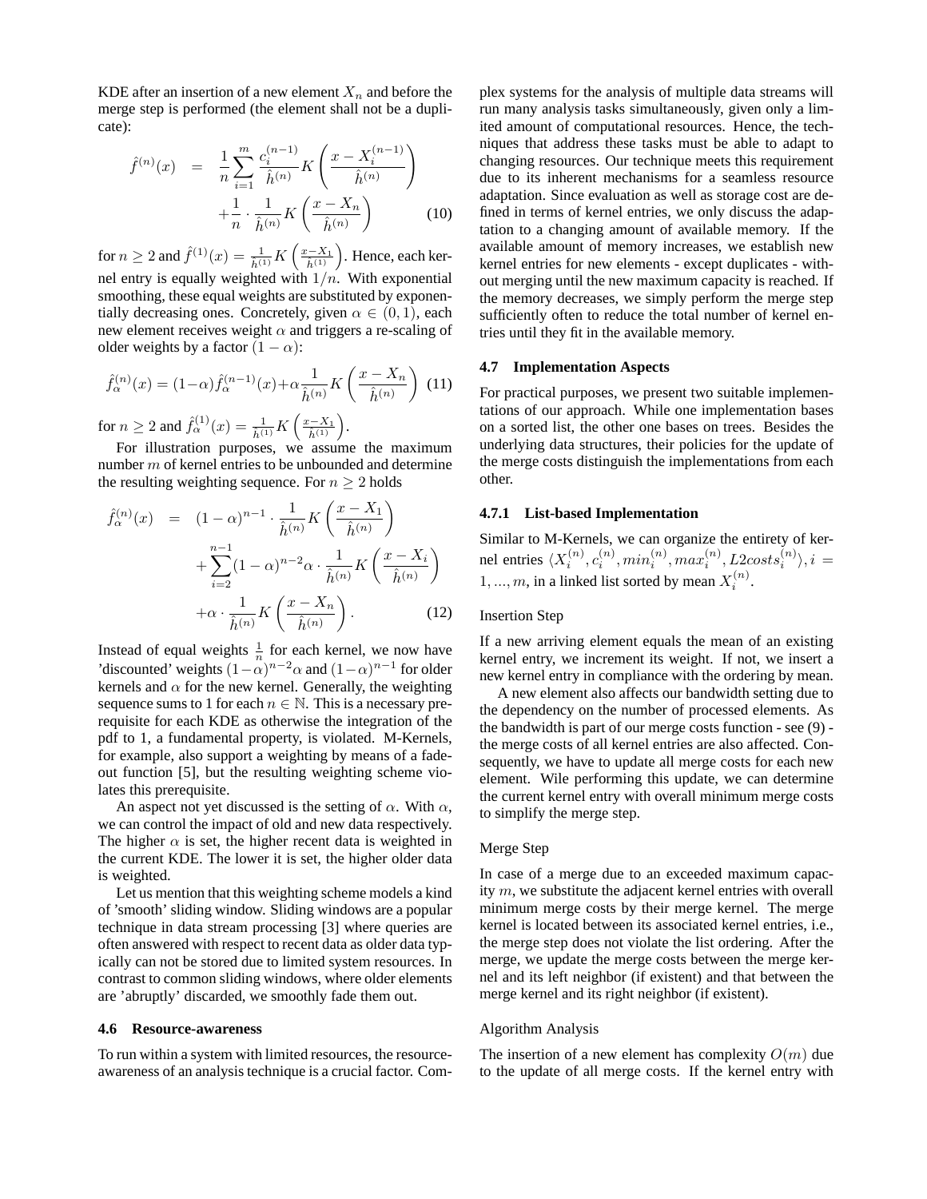KDE after an insertion of a new element $X_n$ and before the merge step is performed (the element shall not be a duplicate):

$$\hat{f}^{(n)}(x) = \frac{1}{n}\sum_{i=1}^{m}\frac{c_i^{(n-1)}}{\hat{h}^{(n)}}K\left(\frac{x-X_i^{(n-1)}}{\hat{h}^{(n)}}\right) + \frac{1}{n}\cdot\frac{1}{\hat{h}^{(n)}}K\left(\frac{x-X_n}{\hat{h}^{(n)}}\right) \quad (10)$$

for $n \geq 2$ and $\hat{f}^{(1)}(x) = \frac{1}{\hat{h}^{(1)}}K\left(\frac{x-X_1}{\hat{h}^{(1)}}\right)$. Hence, each kernel entry is equally weighted with $1/n$. With exponential smoothing, these equal weights are substituted by exponentially decreasing ones. Concretely, given $\alpha \in (0,1)$, each new element receives weight $\alpha$ and triggers a re-scaling of older weights by a factor $(1-\alpha)$:

$$\hat{f}_\alpha^{(n)}(x) = (1-\alpha)\hat{f}_\alpha^{(n-1)}(x) + \alpha\frac{1}{\hat{h}^{(n)}}K\left(\frac{x-X_n}{\hat{h}^{(n)}}\right) \quad (11)$$

for $n \geq 2$ and $\hat{f}_\alpha^{(1)}(x) = \frac{1}{\hat{h}^{(1)}}K\left(\frac{x-X_1}{\hat{h}^{(1)}}\right)$.

For illustration purposes, we assume the maximum number $m$ of kernel entries to be unbounded and determine the resulting weighting sequence. For $n \geq 2$ holds

$$\hat{f}_\alpha^{(n)}(x) = (1-\alpha)^{n-1}\cdot\frac{1}{\hat{h}^{(n)}}K\left(\frac{x-X_1}{\hat{h}^{(n)}}\right) + \sum_{i=2}^{n-1}(1-\alpha)^{n-2}\alpha\cdot\frac{1}{\hat{h}^{(n)}}K\left(\frac{x-X_i}{\hat{h}^{(n)}}\right) + \alpha\cdot\frac{1}{\hat{h}^{(n)}}K\left(\frac{x-X_n}{\hat{h}^{(n)}}\right). \quad (12)$$

Instead of equal weights $\frac{1}{n}$ for each kernel, we now have 'discounted' weights $(1-\alpha)^{n-2}\alpha$ and $(1-\alpha)^{n-1}$ for older kernels and $\alpha$ for the new kernel. Generally, the weighting sequence sums to 1 for each $n \in \mathbb{N}$. This is a necessary prerequisite for each KDE as otherwise the integration of the pdf to 1, a fundamental property, is violated. M-Kernels, for example, also support a weighting by means of a fade-out function [5], but the resulting weighting scheme violates this prerequisite.

An aspect not yet discussed is the setting of $\alpha$. With $\alpha$, we can control the impact of old and new data respectively. The higher $\alpha$ is set, the higher recent data is weighted in the current KDE. The lower it is set, the higher older data is weighted.

Let us mention that this weighting scheme models a kind of 'smooth' sliding window. Sliding windows are a popular technique in data stream processing [3] where queries are often answered with respect to recent data as older data typically can not be stored due to limited system resources. In contrast to common sliding windows, where older elements are 'abruptly' discarded, we smoothly fade them out.

### 4.6 Resource-awareness

To run within a system with limited resources, the resource-awareness of an analysis technique is a crucial factor. Complex systems for the analysis of multiple data streams will run many analysis tasks simultaneously, given only a limited amount of computational resources. Hence, the techniques that address these tasks must be able to adapt to changing resources. Our technique meets this requirement due to its inherent mechanisms for a seamless resource adaptation. Since evaluation as well as storage cost are defined in terms of kernel entries, we only discuss the adaptation to a changing amount of available memory. If the available amount of memory increases, we establish new kernel entries for new elements - except duplicates - without merging until the new maximum capacity is reached. If the memory decreases, we simply perform the merge step sufficiently often to reduce the total number of kernel entries until they fit in the available memory.

### 4.7 Implementation Aspects

For practical purposes, we present two suitable implementations of our approach. While one implementation bases on a sorted list, the other one bases on trees. Besides the underlying data structures, their policies for the update of the merge costs distinguish the implementations from each other.

#### 4.7.1 List-based Implementation

Similar to M-Kernels, we can organize the entirety of kernel entries $\langle X_i^{(n)}, c_i^{(n)}, min_i^{(n)}, max_i^{(n)}, L2costs_i^{(n)}\rangle, i = 1,...,m$, in a linked list sorted by mean $X_i^{(n)}$.

Insertion Step

If a new arriving element equals the mean of an existing kernel entry, we increment its weight. If not, we insert a new kernel entry in compliance with the ordering by mean.

A new element also affects our bandwidth setting due to the dependency on the number of processed elements. As the bandwidth is part of our merge costs function - see (9) - the merge costs of all kernel entries are also affected. Consequently, we have to update all merge costs for each new element. Wile performing this update, we can determine the current kernel entry with overall minimum merge costs to simplify the merge step.

Merge Step

In case of a merge due to an exceeded maximum capacity $m$, we substitute the adjacent kernel entries with overall minimum merge costs by their merge kernel. The merge kernel is located between its associated kernel entries, i.e., the merge step does not violate the list ordering. After the merge, we update the merge costs between the merge kernel and its left neighbor (if existent) and that between the merge kernel and its right neighbor (if existent).

Algorithm Analysis

The insertion of a new element has complexity $O(m)$ due to the update of all merge costs. If the kernel entry with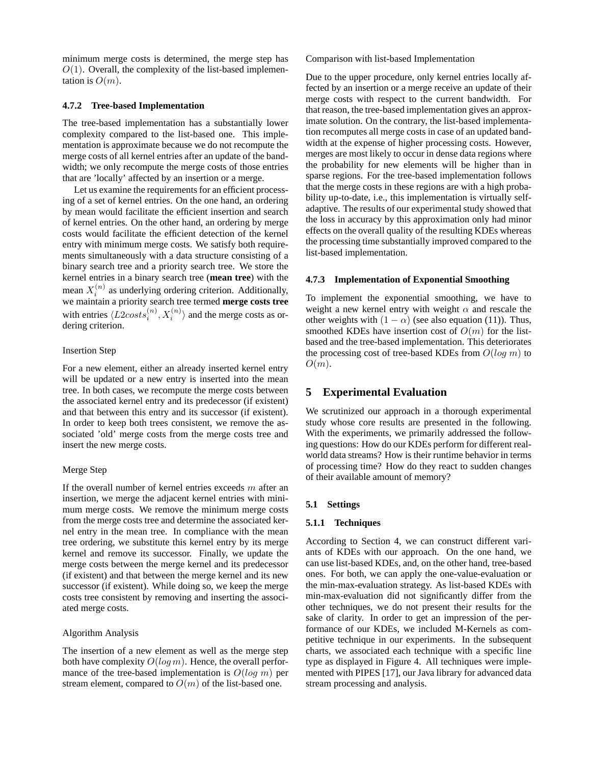minimum merge costs is determined, the merge step has $O(1)$. Overall, the complexity of the list-based implementation is $O(m)$.

#### 4.7.2 Tree-based Implementation

The tree-based implementation has a substantially lower complexity compared to the list-based one. This implementation is approximate because we do not recompute the merge costs of all kernel entries after an update of the bandwidth; we only recompute the merge costs of those entries that are 'locally' affected by an insertion or a merge.

Let us examine the requirements for an efficient processing of a set of kernel entries. On the one hand, an ordering by mean would facilitate the efficient insertion and search of kernel entries. On the other hand, an ordering by merge costs would facilitate the efficient detection of the kernel entry with minimum merge costs. We satisfy both requirements simultaneously with a data structure consisting of a binary search tree and a priority search tree. We store the kernel entries in a binary search tree (**mean tree**) with the mean $X_i^{(n)}$ as underlying ordering criterion. Additionally, we maintain a priority search tree termed **merge costs tree** with entries $\langle L2costs_i^{(n)}, X_i^{(n)} \rangle$ and the merge costs as ordering criterion.

Insertion Step

For a new element, either an already inserted kernel entry will be updated or a new entry is inserted into the mean tree. In both cases, we recompute the merge costs between the associated kernel entry and its predecessor (if existent) and that between this entry and its successor (if existent). In order to keep both trees consistent, we remove the associated 'old' merge costs from the merge costs tree and insert the new merge costs.

Merge Step

If the overall number of kernel entries exceeds $m$ after an insertion, we merge the adjacent kernel entries with minimum merge costs. We remove the minimum merge costs from the merge costs tree and determine the associated kernel entry in the mean tree. In compliance with the mean tree ordering, we substitute this kernel entry by its merge kernel and remove its successor. Finally, we update the merge costs between the merge kernel and its predecessor (if existent) and that between the merge kernel and its new successor (if existent). While doing so, we keep the merge costs tree consistent by removing and inserting the associated merge costs.

Algorithm Analysis

The insertion of a new element as well as the merge step both have complexity $O(\log m)$. Hence, the overall performance of the tree-based implementation is $O(\log m)$ per stream element, compared to $O(m)$ of the list-based one.

Comparison with list-based Implementation

Due to the upper procedure, only kernel entries locally affected by an insertion or a merge receive an update of their merge costs with respect to the current bandwidth. For that reason, the tree-based implementation gives an approximate solution. On the contrary, the list-based implementation recomputes all merge costs in case of an updated bandwidth at the expense of higher processing costs. However, merges are most likely to occur in dense data regions where the probability for new elements will be higher than in sparse regions. For the tree-based implementation follows that the merge costs in these regions are with a high probability up-to-date, i.e., this implementation is virtually self-adaptive. The results of our experimental study showed that the loss in accuracy by this approximation only had minor effects on the overall quality of the resulting KDEs whereas the processing time substantially improved compared to the list-based implementation.

#### 4.7.3 Implementation of Exponential Smoothing

To implement the exponential smoothing, we have to weight a new kernel entry with weight $\alpha$ and rescale the other weights with $(1 - \alpha)$ (see also equation (11)). Thus, smoothed KDEs have insertion cost of $O(m)$ for the list-based and the tree-based implementation. This deteriorates the processing cost of tree-based KDEs from $O(\log m)$ to $O(m)$.

## 5 Experimental Evaluation

We scrutinized our approach in a thorough experimental study whose core results are presented in the following. With the experiments, we primarily addressed the following questions: How do our KDEs perform for different real-world data streams? How is their runtime behavior in terms of processing time? How do they react to sudden changes of their available amount of memory?

### 5.1 Settings

#### 5.1.1 Techniques

According to Section 4, we can construct different variants of KDEs with our approach. On the one hand, we can use list-based KDEs, and, on the other hand, tree-based ones. For both, we can apply the one-value-evaluation or the min-max-evaluation strategy. As list-based KDEs with min-max-evaluation did not significantly differ from the other techniques, we do not present their results for the sake of clarity. In order to get an impression of the performance of our KDEs, we included M-Kernels as competitive technique in our experiments. In the subsequent charts, we associated each technique with a specific line type as displayed in Figure 4. All techniques were implemented with PIPES [17], our Java library for advanced data stream processing and analysis.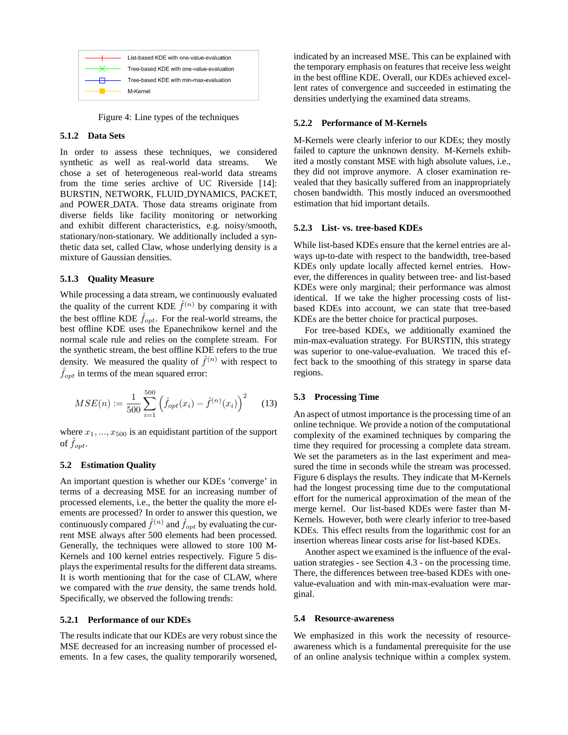List-based KDE with one-value-evaluation
Tree-based KDE with one-value-evaluation
Tree-based KDE with min-max-evaluation
M-Kernel

Figure 4: Line types of the techniques

#### 5.1.2 Data Sets

In order to assess these techniques, we considered synthetic as well as real-world data streams. We chose a set of heterogeneous real-world data streams from the time series archive of UC Riverside [14]: BURSTIN, NETWORK, FLUID_DYNAMICS, PACKET, and POWER_DATA. Those data streams originate from diverse fields like facility monitoring or networking and exhibit different characteristics, e.g. noisy/smooth, stationary/non-stationary. We additionally included a synthetic data set, called Claw, whose underlying density is a mixture of Gaussian densities.

#### 5.1.3 Quality Measure

While processing a data stream, we continuously evaluated the quality of the current KDE $\hat{f}^{(n)}$ by comparing it with the best offline KDE $\hat{f}_{opt}$. For the real-world streams, the best offline KDE uses the Epanechnikow kernel and the normal scale rule and relies on the complete stream. For the synthetic stream, the best offline KDE refers to the true density. We measured the quality of $\hat{f}^{(n)}$ with respect to $\hat{f}_{opt}$ in terms of the mean squared error:

$$MSE(n) := \frac{1}{500} \sum_{i=1}^{500} \left( \hat{f}_{opt}(x_i) - \hat{f}^{(n)}(x_i) \right)^2 \qquad (13)$$

where $x_1, ..., x_{500}$ is an equidistant partition of the support of $\hat{f}_{opt}$.

### 5.2 Estimation Quality

An important question is whether our KDEs 'converge' in terms of a decreasing MSE for an increasing number of processed elements, i.e., the better the quality the more elements are processed? In order to answer this question, we continuously compared $\hat{f}^{(n)}$ and $\hat{f}_{opt}$ by evaluating the current MSE always after 500 elements had been processed. Generally, the techniques were allowed to store 100 M-Kernels and 100 kernel entries respectively. Figure 5 displays the experimental results for the different data streams. It is worth mentioning that for the case of CLAW, where we compared with the *true* density, the same trends hold. Specifically, we observed the following trends:

#### 5.2.1 Performance of our KDEs

The results indicate that our KDEs are very robust since the MSE decreased for an increasing number of processed elements. In a few cases, the quality temporarily worsened, indicated by an increased MSE. This can be explained with the temporary emphasis on features that receive less weight in the best offline KDE. Overall, our KDEs achieved excellent rates of convergence and succeeded in estimating the densities underlying the examined data streams.

#### 5.2.2 Performance of M-Kernels

M-Kernels were clearly inferior to our KDEs; they mostly failed to capture the unknown density. M-Kernels exhibited a mostly constant MSE with high absolute values, i.e., they did not improve anymore. A closer examination revealed that they basically suffered from an inappropriately chosen bandwidth. This mostly induced an oversmoothed estimation that hid important details.

#### 5.2.3 List- vs. tree-based KDEs

While list-based KDEs ensure that the kernel entries are always up-to-date with respect to the bandwidth, tree-based KDEs only update locally affected kernel entries. However, the differences in quality between tree- and list-based KDEs were only marginal; their performance was almost identical. If we take the higher processing costs of list-based KDEs into account, we can state that tree-based KDEs are the better choice for practical purposes.

For tree-based KDEs, we additionally examined the min-max-evaluation strategy. For BURSTIN, this strategy was superior to one-value-evaluation. We traced this effect back to the smoothing of this strategy in sparse data regions.

### 5.3 Processing Time

An aspect of utmost importance is the processing time of an online technique. We provide a notion of the computational complexity of the examined techniques by comparing the time they required for processing a complete data stream. We set the parameters as in the last experiment and measured the time in seconds while the stream was processed. Figure 6 displays the results. They indicate that M-Kernels had the longest processing time due to the computational effort for the numerical approximation of the mean of the merge kernel. Our list-based KDEs were faster than M-Kernels. However, both were clearly inferior to tree-based KDEs. This effect results from the logarithmic cost for an insertion whereas linear costs arise for list-based KDEs.

Another aspect we examined is the influence of the evaluation strategies - see Section 4.3 - on the processing time. There, the differences between tree-based KDEs with one-value-evaluation and with min-max-evaluation were marginal.

### 5.4 Resource-awareness

We emphasized in this work the necessity of resource-awareness which is a fundamental prerequisite for the use of an online analysis technique within a complex system.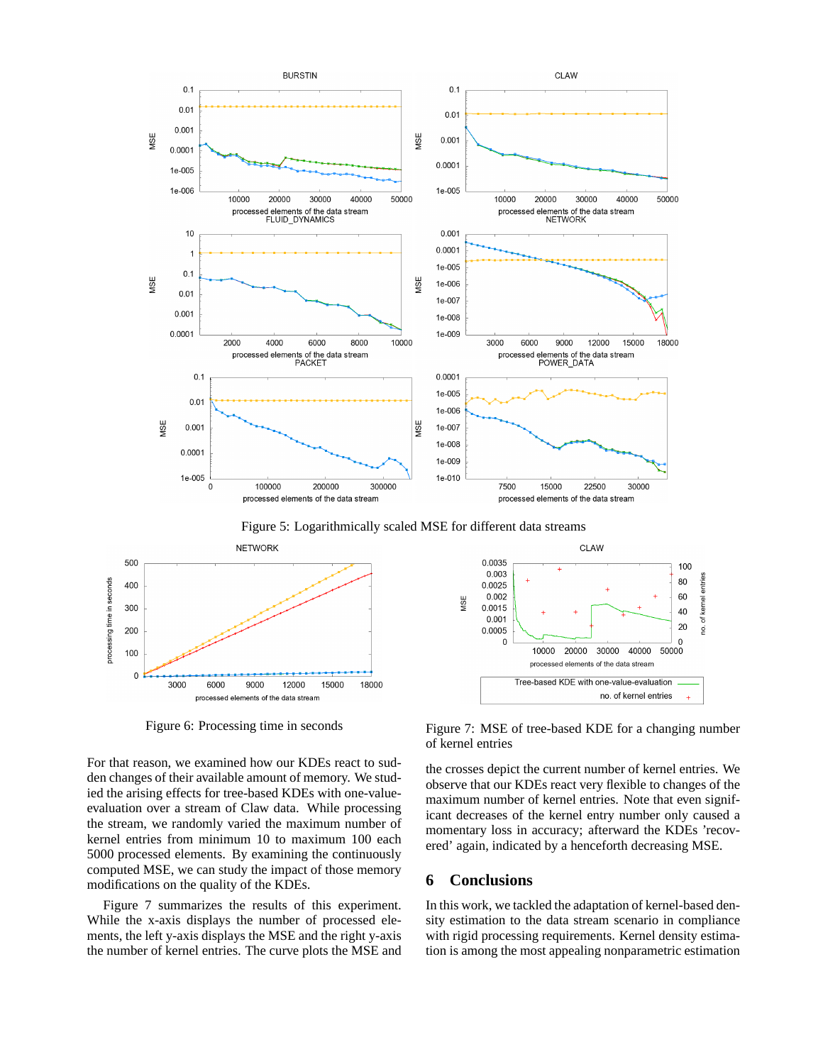Figure 5: Logarithmically scaled MSE for different data streams

Figure 6: Processing time in seconds

Figure 7: MSE of tree-based KDE for a changing number of kernel entries

For that reason, we examined how our KDEs react to sudden changes of their available amount of memory. We studied the arising effects for tree-based KDEs with one-value-evaluation over a stream of Claw data. While processing the stream, we randomly varied the maximum number of kernel entries from minimum 10 to maximum 100 each 5000 processed elements. By examining the continuously computed MSE, we can study the impact of those memory modifications on the quality of the KDEs.

Figure 7 summarizes the results of this experiment. While the x-axis displays the number of processed elements, the left y-axis displays the MSE and the right y-axis the number of kernel entries. The curve plots the MSE and the crosses depict the current number of kernel entries. We observe that our KDEs react very flexible to changes of the maximum number of kernel entries. Note that even significant decreases of the kernel entry number only caused a momentary loss in accuracy; afterward the KDEs 'recovered' again, indicated by a henceforth decreasing MSE.

## 6 Conclusions

In this work, we tackled the adaptation of kernel-based density estimation to the data stream scenario in compliance with rigid processing requirements. Kernel density estimation is among the most appealing nonparametric estimation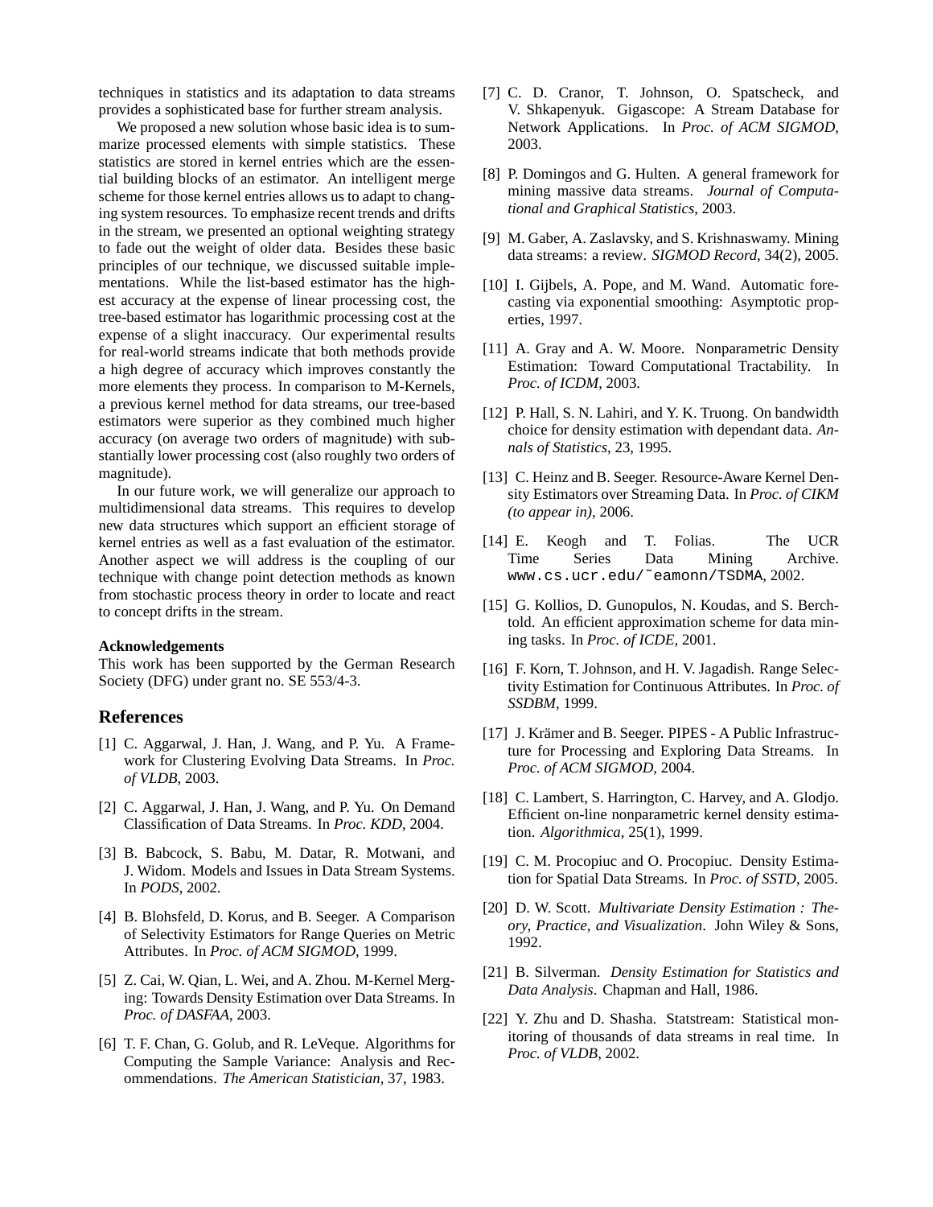techniques in statistics and its adaptation to data streams provides a sophisticated base for further stream analysis.

We proposed a new solution whose basic idea is to summarize processed elements with simple statistics. These statistics are stored in kernel entries which are the essential building blocks of an estimator. An intelligent merge scheme for those kernel entries allows us to adapt to changing system resources. To emphasize recent trends and drifts in the stream, we presented an optional weighting strategy to fade out the weight of older data. Besides these basic principles of our technique, we discussed suitable implementations. While the list-based estimator has the highest accuracy at the expense of linear processing cost, the tree-based estimator has logarithmic processing cost at the expense of a slight inaccuracy. Our experimental results for real-world streams indicate that both methods provide a high degree of accuracy which improves constantly the more elements they process. In comparison to M-Kernels, a previous kernel method for data streams, our tree-based estimators were superior as they combined much higher accuracy (on average two orders of magnitude) with substantially lower processing cost (also roughly two orders of magnitude).

In our future work, we will generalize our approach to multidimensional data streams. This requires to develop new data structures which support an efficient storage of kernel entries as well as a fast evaluation of the estimator. Another aspect we will address is the coupling of our technique with change point detection methods as known from stochastic process theory in order to locate and react to concept drifts in the stream.

**Acknowledgements**

This work has been supported by the German Research Society (DFG) under grant no. SE 553/4-3.

## References

[1] C. Aggarwal, J. Han, J. Wang, and P. Yu. A Framework for Clustering Evolving Data Streams. In *Proc. of VLDB*, 2003.

[2] C. Aggarwal, J. Han, J. Wang, and P. Yu. On Demand Classification of Data Streams. In *Proc. KDD*, 2004.

[3] B. Babcock, S. Babu, M. Datar, R. Motwani, and J. Widom. Models and Issues in Data Stream Systems. In *PODS*, 2002.

[4] B. Blohsfeld, D. Korus, and B. Seeger. A Comparison of Selectivity Estimators for Range Queries on Metric Attributes. In *Proc. of ACM SIGMOD*, 1999.

[5] Z. Cai, W. Qian, L. Wei, and A. Zhou. M-Kernel Merging: Towards Density Estimation over Data Streams. In *Proc. of DASFAA*, 2003.

[6] T. F. Chan, G. Golub, and R. LeVeque. Algorithms for Computing the Sample Variance: Analysis and Recommendations. *The American Statistician*, 37, 1983.

[7] C. D. Cranor, T. Johnson, O. Spatscheck, and V. Shkapenyuk. Gigascope: A Stream Database for Network Applications. In *Proc. of ACM SIGMOD*, 2003.

[8] P. Domingos and G. Hulten. A general framework for mining massive data streams. *Journal of Computational and Graphical Statistics*, 2003.

[9] M. Gaber, A. Zaslavsky, and S. Krishnaswamy. Mining data streams: a review. *SIGMOD Record*, 34(2), 2005.

[10] I. Gijbels, A. Pope, and M. Wand. Automatic forecasting via exponential smoothing: Asymptotic properties, 1997.

[11] A. Gray and A. W. Moore. Nonparametric Density Estimation: Toward Computational Tractability. In *Proc. of ICDM*, 2003.

[12] P. Hall, S. N. Lahiri, and Y. K. Truong. On bandwidth choice for density estimation with dependant data. *Annals of Statistics*, 23, 1995.

[13] C. Heinz and B. Seeger. Resource-Aware Kernel Density Estimators over Streaming Data. In *Proc. of CIKM (to appear in)*, 2006.

[14] E. Keogh and T. Folias. The UCR Time Series Data Mining Archive. `www.cs.ucr.edu/~eamonn/TSDMA`, 2002.

[15] G. Kollios, D. Gunopulos, N. Koudas, and S. Berchtold. An efficient approximation scheme for data mining tasks. In *Proc. of ICDE*, 2001.

[16] F. Korn, T. Johnson, and H. V. Jagadish. Range Selectivity Estimation for Continuous Attributes. In *Proc. of SSDBM*, 1999.

[17] J. Krämer and B. Seeger. PIPES - A Public Infrastructure for Processing and Exploring Data Streams. In *Proc. of ACM SIGMOD*, 2004.

[18] C. Lambert, S. Harrington, C. Harvey, and A. Glodjo. Efficient on-line nonparametric kernel density estimation. *Algorithmica*, 25(1), 1999.

[19] C. M. Procopiuc and O. Procopiuc. Density Estimation for Spatial Data Streams. In *Proc. of SSTD*, 2005.

[20] D. W. Scott. *Multivariate Density Estimation : Theory, Practice, and Visualization*. John Wiley & Sons, 1992.

[21] B. Silverman. *Density Estimation for Statistics and Data Analysis*. Chapman and Hall, 1986.

[22] Y. Zhu and D. Shasha. Statstream: Statistical monitoring of thousands of data streams in real time. In *Proc. of VLDB*, 2002.